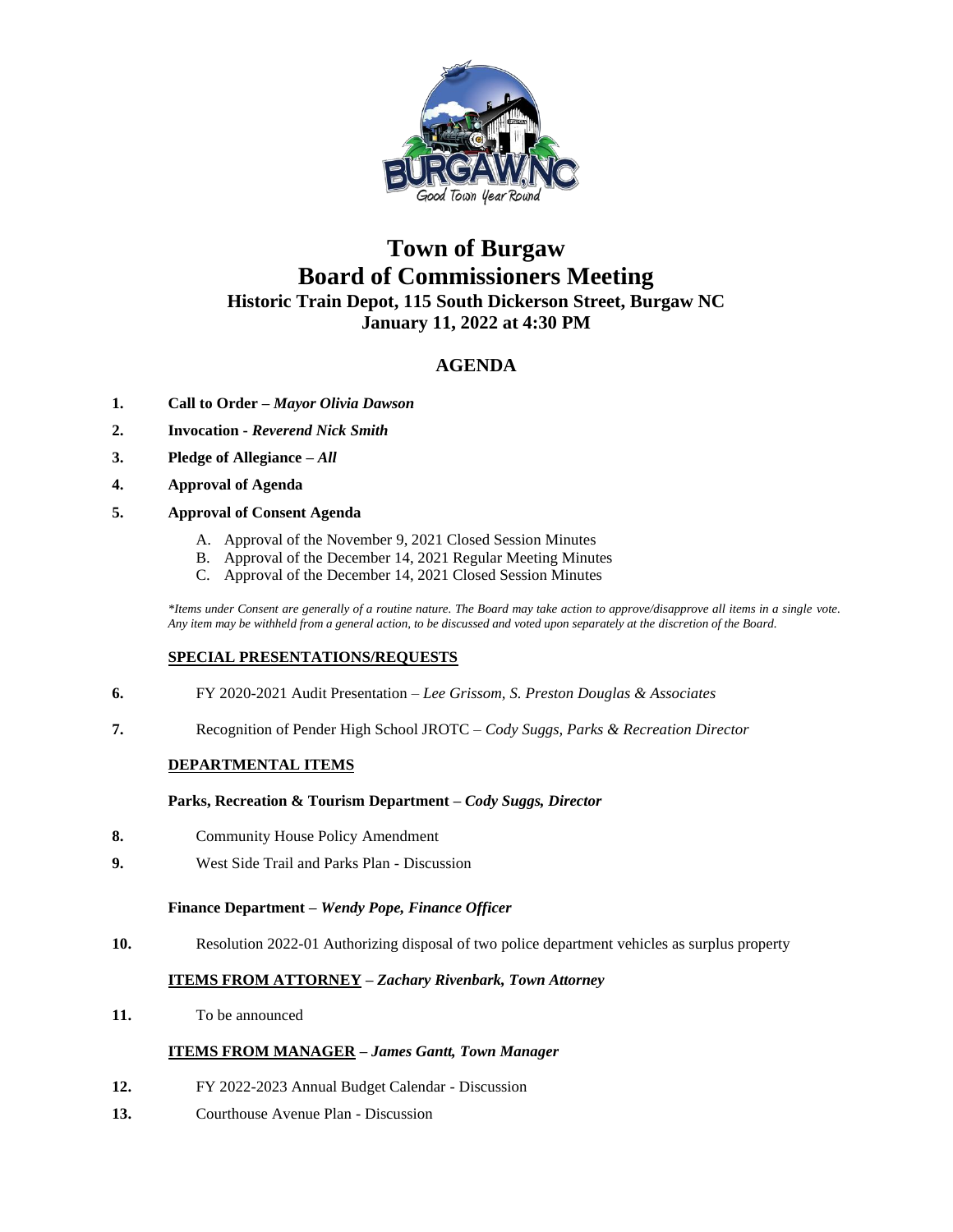# Town of Burgaw
# Board of Commissioners Meeting
### Historic Train Depot, 115 South Dickerson Street, Burgaw NC
### January 11, 2022 at 4:30 PM

## AGENDA

1. **Call to Order –** ***Mayor Olivia Dawson***
2. **Invocation -** ***Reverend Nick Smith***
3. **Pledge of Allegiance –** ***All***
4. **Approval of Agenda**
5. **Approval of Consent Agenda**
   - A. Approval of the November 9, 2021 Closed Session Minutes
   - B. Approval of the December 14, 2021 Regular Meeting Minutes
   - C. Approval of the December 14, 2021 Closed Session Minutes

   *\*Items under Consent are generally of a routine nature. The Board may take action to approve/disapprove all items in a single vote. Any item may be withheld from a general action, to be discussed and voted upon separately at the discretion of the Board.*

**SPECIAL PRESENTATIONS/REQUESTS**

6. FY 2020-2021 Audit Presentation – *Lee Grissom, S. Preston Douglas & Associates*
7. Recognition of Pender High School JROTC – *Cody Suggs, Parks & Recreation Director*

**DEPARTMENTAL ITEMS**

**Parks, Recreation & Tourism Department –** ***Cody Suggs, Director***

8. Community House Policy Amendment
9. West Side Trail and Parks Plan - Discussion

**Finance Department –** ***Wendy Pope, Finance Officer***

10. Resolution 2022-01 Authorizing disposal of two police department vehicles as surplus property

**ITEMS FROM ATTORNEY –** ***Zachary Rivenbark, Town Attorney***

11. To be announced

**ITEMS FROM MANAGER –** ***James Gantt, Town Manager***

12. FY 2022-2023 Annual Budget Calendar - Discussion
13. Courthouse Avenue Plan - Discussion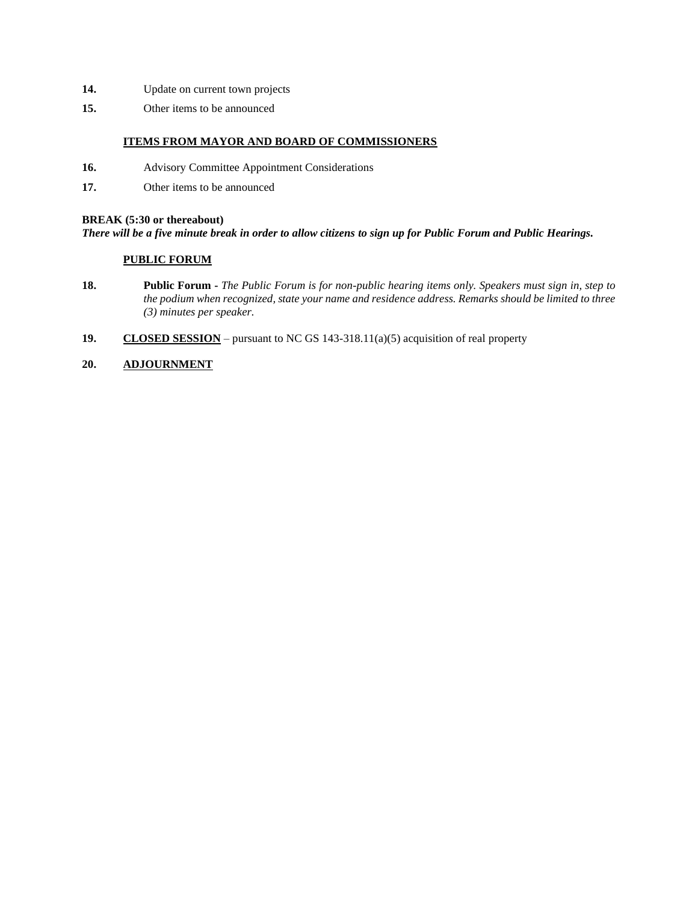**14.** Update on current town projects

**15.** Other items to be announced

**ITEMS FROM MAYOR AND BOARD OF COMMISSIONERS**

**16.** Advisory Committee Appointment Considerations

**17.** Other items to be announced

**BREAK (5:30 or thereabout)**
***There will be a five minute break in order to allow citizens to sign up for Public Forum and Public Hearings.***

**PUBLIC FORUM**

**18.** **Public Forum -** *The Public Forum is for non-public hearing items only. Speakers must sign in, step to the podium when recognized, state your name and residence address. Remarks should be limited to three (3) minutes per speaker.*

**19.** **CLOSED SESSION** – pursuant to NC GS 143-318.11(a)(5) acquisition of real property

**20.** **ADJOURNMENT**